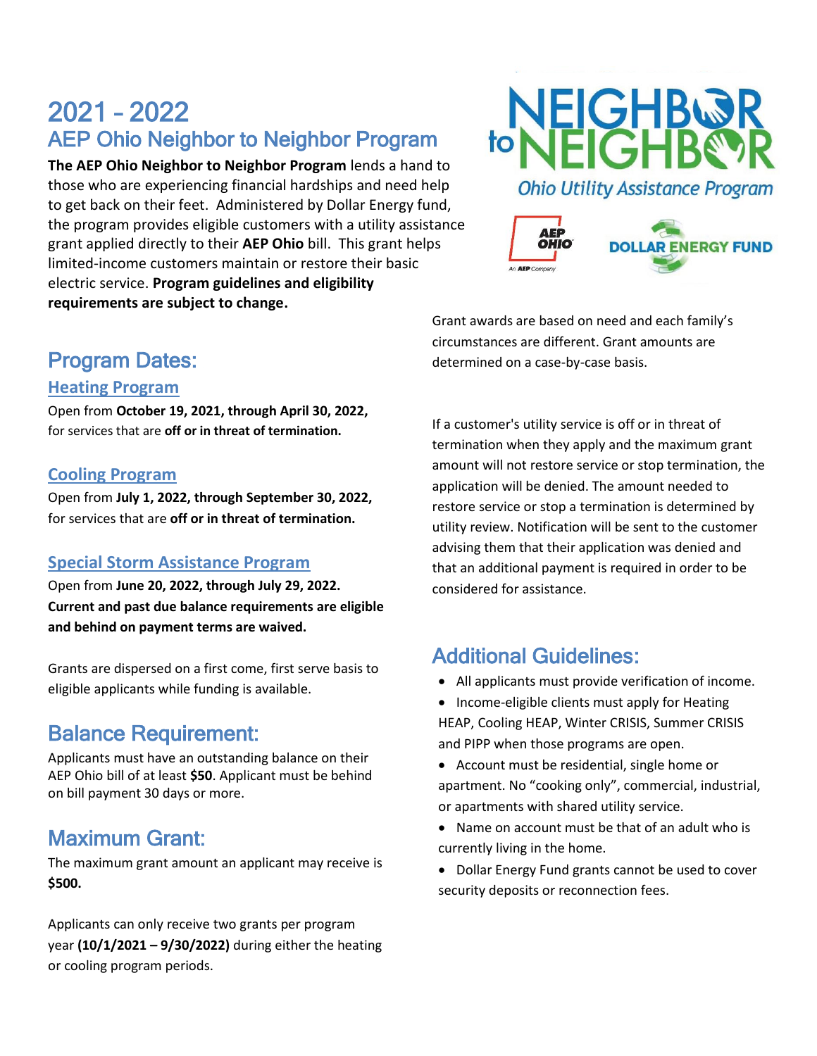# 2021 – 2022

## AEP Ohio Neighbor to Neighbor Program

**The AEP Ohio Neighbor to Neighbor Program** lends a hand to those who are experiencing financial hardships and need help to get back on their feet. Administered by Dollar Energy fund, the program provides eligible customers with a utility assistance grant applied directly to their **AEP Ohio** bill. This grant helps limited-income customers maintain or restore their basic electric service. **Program guidelines and eligibility requirements are subject to change.**

NEIGHBOR to NEIGHBOR

*Ohio Utility Assistance Program*

AEP OHIO — An AEP Company

DOLLAR ENERGY FUND

## Program Dates:

### Heating Program

Open from **October 19, 2021, through April 30, 2022,** for services that are **off or in threat of termination.**

### Cooling Program

Open from **July 1, 2022, through September 30, 2022,** for services that are **off or in threat of termination.**

### Special Storm Assistance Program

Open from **June 20, 2022, through July 29, 2022. Current and past due balance requirements are eligible and behind on payment terms are waived.**

Grants are dispersed on a first come, first serve basis to eligible applicants while funding is available.

## Balance Requirement:

Applicants must have an outstanding balance on their AEP Ohio bill of at least **$50**. Applicant must be behind on bill payment 30 days or more.

## Maximum Grant:

The maximum grant amount an applicant may receive is **$500.**

Applicants can only receive two grants per program year **(10/1/2021 – 9/30/2022)** during either the heating or cooling program periods.

Grant awards are based on need and each family's circumstances are different. Grant amounts are determined on a case-by-case basis.

If a customer's utility service is off or in threat of termination when they apply and the maximum grant amount will not restore service or stop termination, the application will be denied. The amount needed to restore service or stop a termination is determined by utility review. Notification will be sent to the customer advising them that their application was denied and that an additional payment is required in order to be considered for assistance.

## Additional Guidelines:

- All applicants must provide verification of income.
- Income-eligible clients must apply for Heating HEAP, Cooling HEAP, Winter CRISIS, Summer CRISIS and PIPP when those programs are open.
- Account must be residential, single home or apartment. No "cooking only", commercial, industrial, or apartments with shared utility service.
- Name on account must be that of an adult who is currently living in the home.
- Dollar Energy Fund grants cannot be used to cover security deposits or reconnection fees.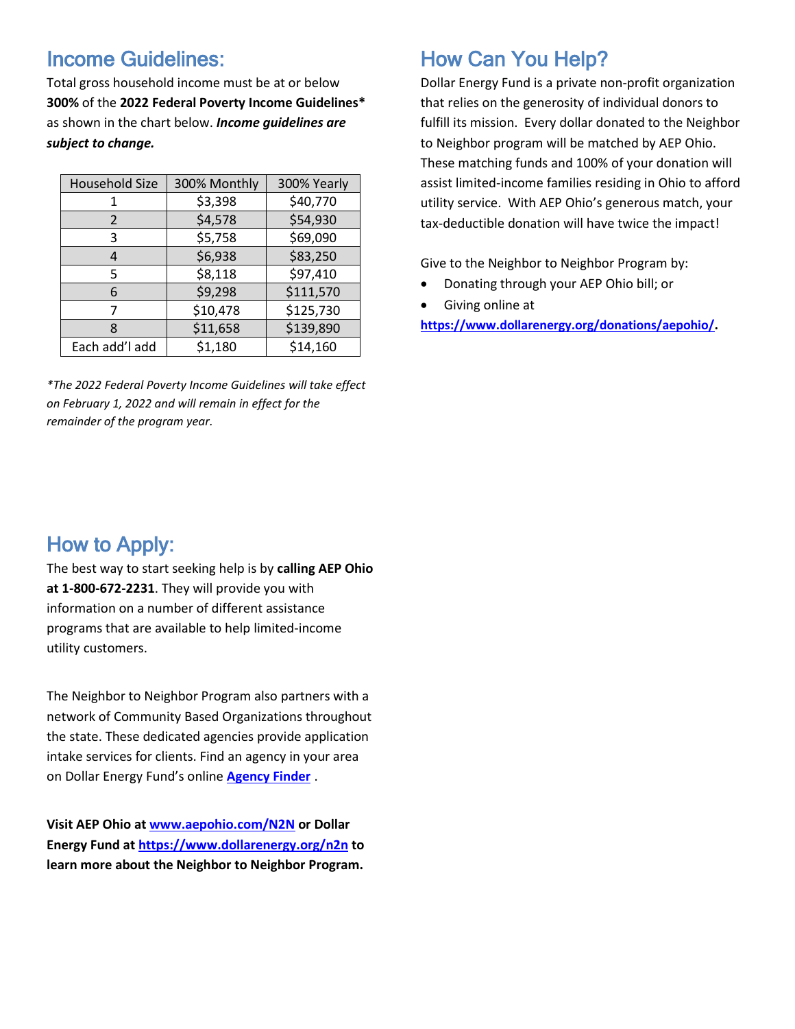## Income Guidelines:

Total gross household income must be at or below **300%** of the **2022 Federal Poverty Income Guidelines*** as shown in the chart below. ***Income guidelines are subject to change.***

| Household Size | 300% Monthly | 300% Yearly |
|---|---|---|
| 1 | $3,398 | $40,770 |
| 2 | $4,578 | $54,930 |
| 3 | $5,758 | $69,090 |
| 4 | $6,938 | $83,250 |
| 5 | $8,118 | $97,410 |
| 6 | $9,298 | $111,570 |
| 7 | $10,478 | $125,730 |
| 8 | $11,658 | $139,890 |
| Each add'l add | $1,180 | $14,160 |

*\*The 2022 Federal Poverty Income Guidelines will take effect on February 1, 2022 and will remain in effect for the remainder of the program year.*

## How to Apply:

The best way to start seeking help is by **calling AEP Ohio at 1-800-672-2231**. They will provide you with information on a number of different assistance programs that are available to help limited-income utility customers.

The Neighbor to Neighbor Program also partners with a network of Community Based Organizations throughout the state. These dedicated agencies provide application intake services for clients. Find an agency in your area on Dollar Energy Fund's online **Agency Finder** .

**Visit AEP Ohio at www.aepohio.com/N2N or Dollar Energy Fund at https://www.dollarenergy.org/n2n to learn more about the Neighbor to Neighbor Program.**

## How Can You Help?

Dollar Energy Fund is a private non-profit organization that relies on the generosity of individual donors to fulfill its mission. Every dollar donated to the Neighbor to Neighbor program will be matched by AEP Ohio. These matching funds and 100% of your donation will assist limited-income families residing in Ohio to afford utility service. With AEP Ohio's generous match, your tax-deductible donation will have twice the impact!

Give to the Neighbor to Neighbor Program by:

- Donating through your AEP Ohio bill; or
- Giving online at

**https://www.dollarenergy.org/donations/aepohio/.**